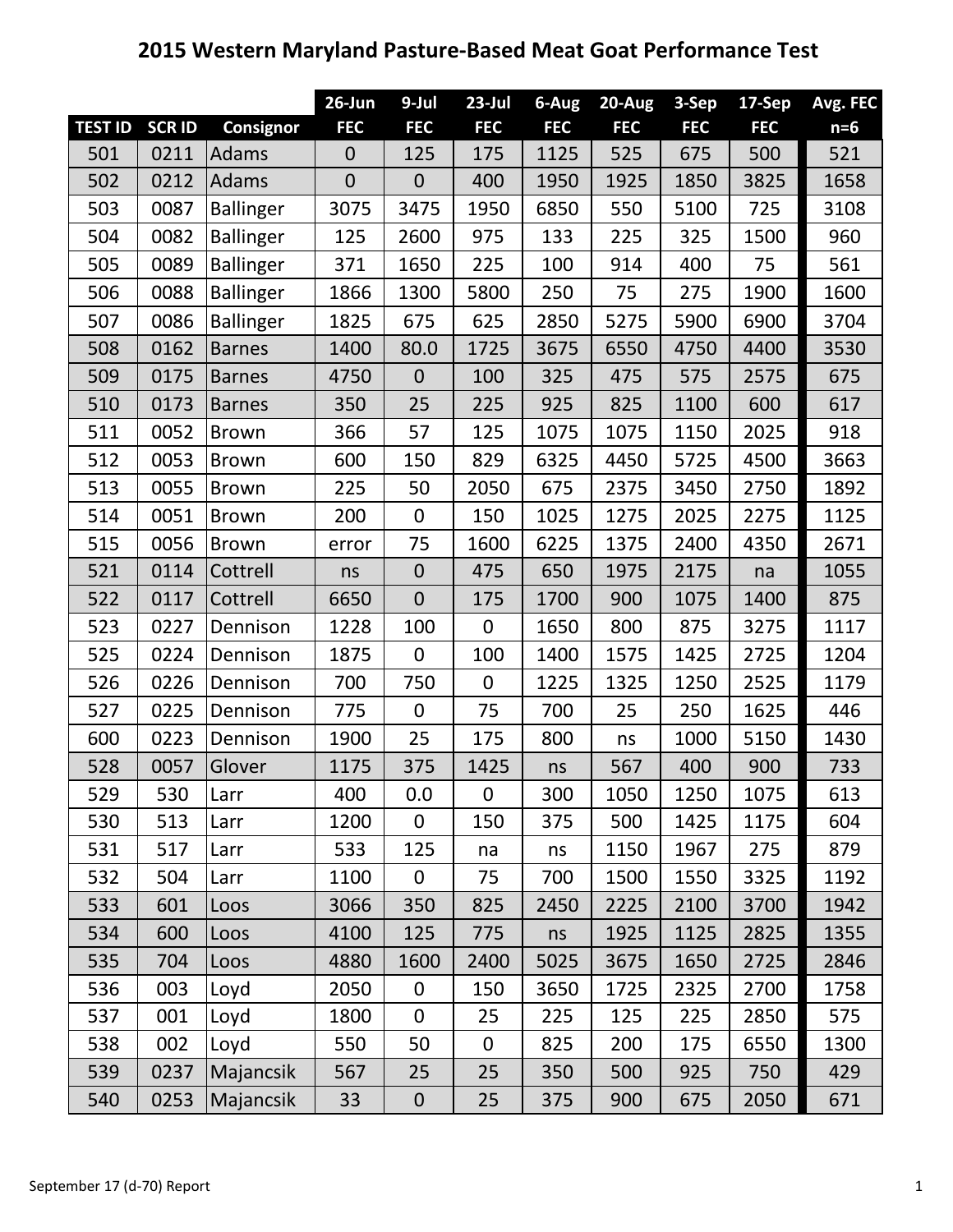# 2015 Western Maryland Pasture-Based Meat Goat Performance Test

| TEST ID | SCR ID | Consignor | 26-Jun FEC | 9-Jul FEC | 23-Jul FEC | 6-Aug FEC | 20-Aug FEC | 3-Sep FEC | 17-Sep FEC | Avg. FEC n=6 |
|---|---|---|---|---|---|---|---|---|---|---|
| 501 | 0211 | Adams | 0 | 125 | 175 | 1125 | 525 | 675 | 500 | 521 |
| 502 | 0212 | Adams | 0 | 0 | 400 | 1950 | 1925 | 1850 | 3825 | 1658 |
| 503 | 0087 | Ballinger | 3075 | 3475 | 1950 | 6850 | 550 | 5100 | 725 | 3108 |
| 504 | 0082 | Ballinger | 125 | 2600 | 975 | 133 | 225 | 325 | 1500 | 960 |
| 505 | 0089 | Ballinger | 371 | 1650 | 225 | 100 | 914 | 400 | 75 | 561 |
| 506 | 0088 | Ballinger | 1866 | 1300 | 5800 | 250 | 75 | 275 | 1900 | 1600 |
| 507 | 0086 | Ballinger | 1825 | 675 | 625 | 2850 | 5275 | 5900 | 6900 | 3704 |
| 508 | 0162 | Barnes | 1400 | 80.0 | 1725 | 3675 | 6550 | 4750 | 4400 | 3530 |
| 509 | 0175 | Barnes | 4750 | 0 | 100 | 325 | 475 | 575 | 2575 | 675 |
| 510 | 0173 | Barnes | 350 | 25 | 225 | 925 | 825 | 1100 | 600 | 617 |
| 511 | 0052 | Brown | 366 | 57 | 125 | 1075 | 1075 | 1150 | 2025 | 918 |
| 512 | 0053 | Brown | 600 | 150 | 829 | 6325 | 4450 | 5725 | 4500 | 3663 |
| 513 | 0055 | Brown | 225 | 50 | 2050 | 675 | 2375 | 3450 | 2750 | 1892 |
| 514 | 0051 | Brown | 200 | 0 | 150 | 1025 | 1275 | 2025 | 2275 | 1125 |
| 515 | 0056 | Brown | error | 75 | 1600 | 6225 | 1375 | 2400 | 4350 | 2671 |
| 521 | 0114 | Cottrell | ns | 0 | 475 | 650 | 1975 | 2175 | na | 1055 |
| 522 | 0117 | Cottrell | 6650 | 0 | 175 | 1700 | 900 | 1075 | 1400 | 875 |
| 523 | 0227 | Dennison | 1228 | 100 | 0 | 1650 | 800 | 875 | 3275 | 1117 |
| 525 | 0224 | Dennison | 1875 | 0 | 100 | 1400 | 1575 | 1425 | 2725 | 1204 |
| 526 | 0226 | Dennison | 700 | 750 | 0 | 1225 | 1325 | 1250 | 2525 | 1179 |
| 527 | 0225 | Dennison | 775 | 0 | 75 | 700 | 25 | 250 | 1625 | 446 |
| 600 | 0223 | Dennison | 1900 | 25 | 175 | 800 | ns | 1000 | 5150 | 1430 |
| 528 | 0057 | Glover | 1175 | 375 | 1425 | ns | 567 | 400 | 900 | 733 |
| 529 | 530 | Larr | 400 | 0.0 | 0 | 300 | 1050 | 1250 | 1075 | 613 |
| 530 | 513 | Larr | 1200 | 0 | 150 | 375 | 500 | 1425 | 1175 | 604 |
| 531 | 517 | Larr | 533 | 125 | na | ns | 1150 | 1967 | 275 | 879 |
| 532 | 504 | Larr | 1100 | 0 | 75 | 700 | 1500 | 1550 | 3325 | 1192 |
| 533 | 601 | Loos | 3066 | 350 | 825 | 2450 | 2225 | 2100 | 3700 | 1942 |
| 534 | 600 | Loos | 4100 | 125 | 775 | ns | 1925 | 1125 | 2825 | 1355 |
| 535 | 704 | Loos | 4880 | 1600 | 2400 | 5025 | 3675 | 1650 | 2725 | 2846 |
| 536 | 003 | Loyd | 2050 | 0 | 150 | 3650 | 1725 | 2325 | 2700 | 1758 |
| 537 | 001 | Loyd | 1800 | 0 | 25 | 225 | 125 | 225 | 2850 | 575 |
| 538 | 002 | Loyd | 550 | 50 | 0 | 825 | 200 | 175 | 6550 | 1300 |
| 539 | 0237 | Majancsik | 567 | 25 | 25 | 350 | 500 | 925 | 750 | 429 |
| 540 | 0253 | Majancsik | 33 | 0 | 25 | 375 | 900 | 675 | 2050 | 671 |

September 17 (d-70) Report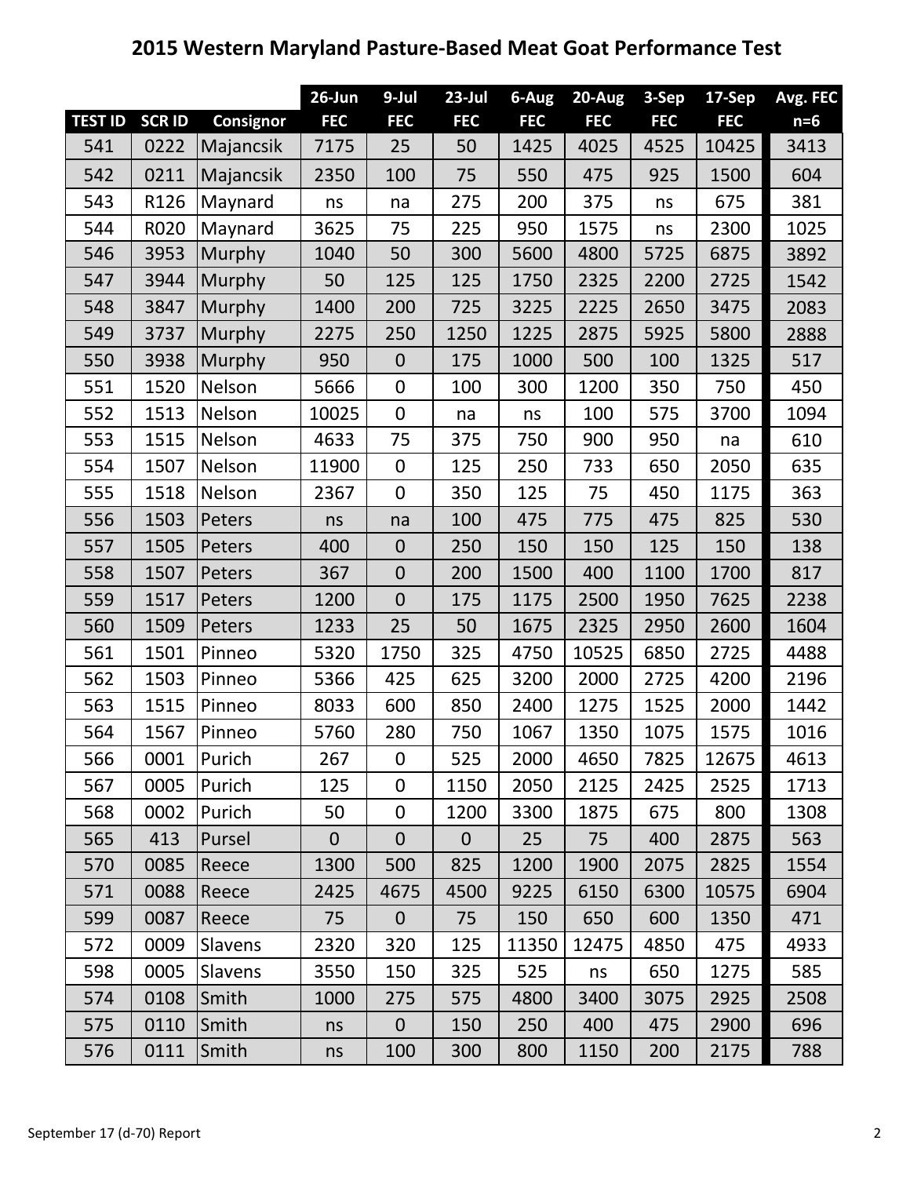# 2015 Western Maryland Pasture-Based Meat Goat Performance Test

| TEST ID | SCR ID | Consignor | 26-Jun FEC | 9-Jul FEC | 23-Jul FEC | 6-Aug FEC | 20-Aug FEC | 3-Sep FEC | 17-Sep FEC | Avg. FEC n=6 |
|---|---|---|---|---|---|---|---|---|---|---|
| 541 | 0222 | Majancsik | 7175 | 25 | 50 | 1425 | 4025 | 4525 | 10425 | 3413 |
| 542 | 0211 | Majancsik | 2350 | 100 | 75 | 550 | 475 | 925 | 1500 | 604 |
| 543 | R126 | Maynard | ns | na | 275 | 200 | 375 | ns | 675 | 381 |
| 544 | R020 | Maynard | 3625 | 75 | 225 | 950 | 1575 | ns | 2300 | 1025 |
| 546 | 3953 | Murphy | 1040 | 50 | 300 | 5600 | 4800 | 5725 | 6875 | 3892 |
| 547 | 3944 | Murphy | 50 | 125 | 125 | 1750 | 2325 | 2200 | 2725 | 1542 |
| 548 | 3847 | Murphy | 1400 | 200 | 725 | 3225 | 2225 | 2650 | 3475 | 2083 |
| 549 | 3737 | Murphy | 2275 | 250 | 1250 | 1225 | 2875 | 5925 | 5800 | 2888 |
| 550 | 3938 | Murphy | 950 | 0 | 175 | 1000 | 500 | 100 | 1325 | 517 |
| 551 | 1520 | Nelson | 5666 | 0 | 100 | 300 | 1200 | 350 | 750 | 450 |
| 552 | 1513 | Nelson | 10025 | 0 | na | ns | 100 | 575 | 3700 | 1094 |
| 553 | 1515 | Nelson | 4633 | 75 | 375 | 750 | 900 | 950 | na | 610 |
| 554 | 1507 | Nelson | 11900 | 0 | 125 | 250 | 733 | 650 | 2050 | 635 |
| 555 | 1518 | Nelson | 2367 | 0 | 350 | 125 | 75 | 450 | 1175 | 363 |
| 556 | 1503 | Peters | ns | na | 100 | 475 | 775 | 475 | 825 | 530 |
| 557 | 1505 | Peters | 400 | 0 | 250 | 150 | 150 | 125 | 150 | 138 |
| 558 | 1507 | Peters | 367 | 0 | 200 | 1500 | 400 | 1100 | 1700 | 817 |
| 559 | 1517 | Peters | 1200 | 0 | 175 | 1175 | 2500 | 1950 | 7625 | 2238 |
| 560 | 1509 | Peters | 1233 | 25 | 50 | 1675 | 2325 | 2950 | 2600 | 1604 |
| 561 | 1501 | Pinneo | 5320 | 1750 | 325 | 4750 | 10525 | 6850 | 2725 | 4488 |
| 562 | 1503 | Pinneo | 5366 | 425 | 625 | 3200 | 2000 | 2725 | 4200 | 2196 |
| 563 | 1515 | Pinneo | 8033 | 600 | 850 | 2400 | 1275 | 1525 | 2000 | 1442 |
| 564 | 1567 | Pinneo | 5760 | 280 | 750 | 1067 | 1350 | 1075 | 1575 | 1016 |
| 566 | 0001 | Purich | 267 | 0 | 525 | 2000 | 4650 | 7825 | 12675 | 4613 |
| 567 | 0005 | Purich | 125 | 0 | 1150 | 2050 | 2125 | 2425 | 2525 | 1713 |
| 568 | 0002 | Purich | 50 | 0 | 1200 | 3300 | 1875 | 675 | 800 | 1308 |
| 565 | 413 | Pursel | 0 | 0 | 0 | 25 | 75 | 400 | 2875 | 563 |
| 570 | 0085 | Reece | 1300 | 500 | 825 | 1200 | 1900 | 2075 | 2825 | 1554 |
| 571 | 0088 | Reece | 2425 | 4675 | 4500 | 9225 | 6150 | 6300 | 10575 | 6904 |
| 599 | 0087 | Reece | 75 | 0 | 75 | 150 | 650 | 600 | 1350 | 471 |
| 572 | 0009 | Slavens | 2320 | 320 | 125 | 11350 | 12475 | 4850 | 475 | 4933 |
| 598 | 0005 | Slavens | 3550 | 150 | 325 | 525 | ns | 650 | 1275 | 585 |
| 574 | 0108 | Smith | 1000 | 275 | 575 | 4800 | 3400 | 3075 | 2925 | 2508 |
| 575 | 0110 | Smith | ns | 0 | 150 | 250 | 400 | 475 | 2900 | 696 |
| 576 | 0111 | Smith | ns | 100 | 300 | 800 | 1150 | 200 | 2175 | 788 |

September 17 (d-70) Report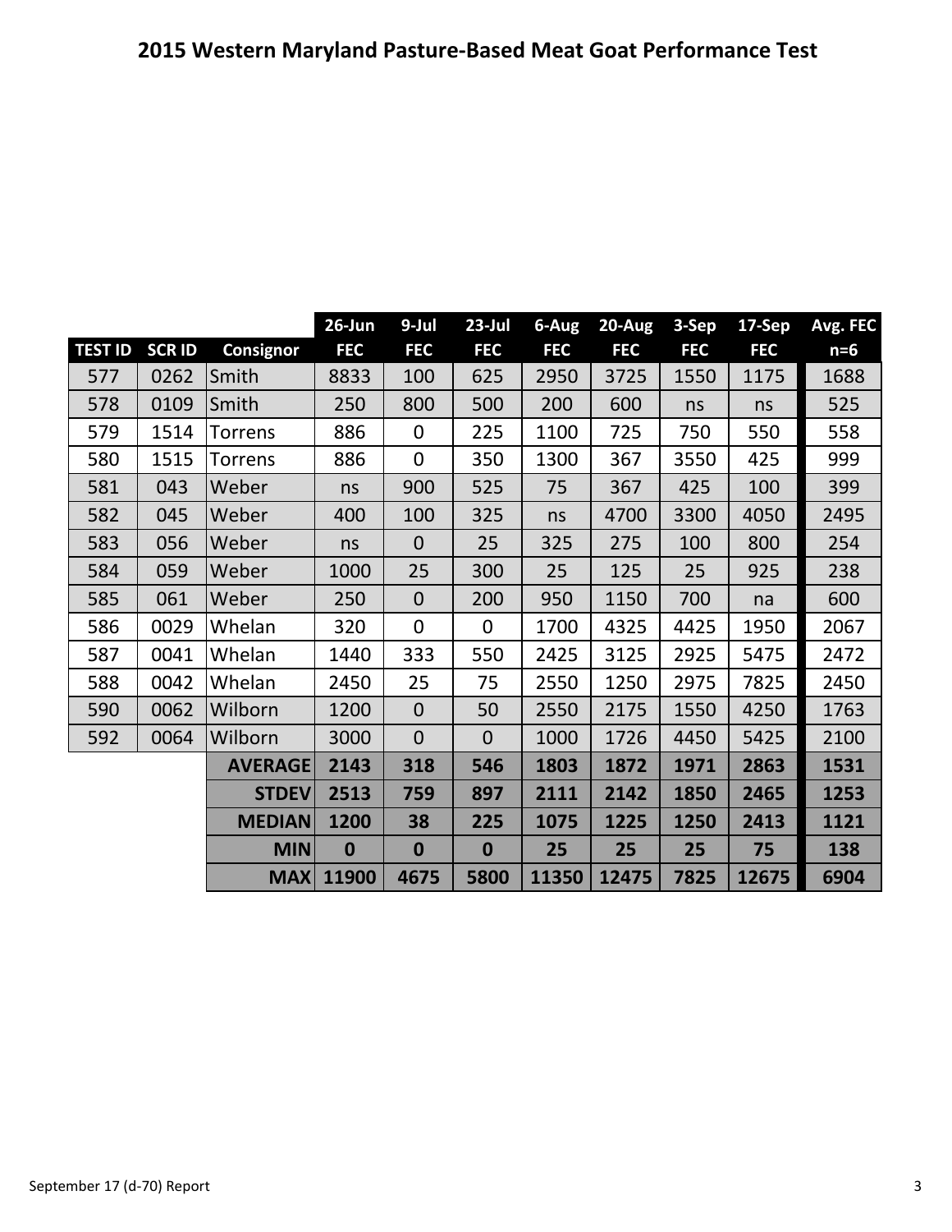# 2015 Western Maryland Pasture-Based Meat Goat Performance Test

| | | | 26-Jun | 9-Jul | 23-Jul | 6-Aug | 20-Aug | 3-Sep | 17-Sep | Avg. FEC |
|---|---|---|---|---|---|---|---|---|---|---|
| **TEST ID** | **SCR ID** | **Consignor** | **FEC** | **FEC** | **FEC** | **FEC** | **FEC** | **FEC** | **FEC** | **n=6** |
| 577 | 0262 | Smith | 8833 | 100 | 625 | 2950 | 3725 | 1550 | 1175 | 1688 |
| 578 | 0109 | Smith | 250 | 800 | 500 | 200 | 600 | ns | ns | 525 |
| 579 | 1514 | Torrens | 886 | 0 | 225 | 1100 | 725 | 750 | 550 | 558 |
| 580 | 1515 | Torrens | 886 | 0 | 350 | 1300 | 367 | 3550 | 425 | 999 |
| 581 | 043 | Weber | ns | 900 | 525 | 75 | 367 | 425 | 100 | 399 |
| 582 | 045 | Weber | 400 | 100 | 325 | ns | 4700 | 3300 | 4050 | 2495 |
| 583 | 056 | Weber | ns | 0 | 25 | 325 | 275 | 100 | 800 | 254 |
| 584 | 059 | Weber | 1000 | 25 | 300 | 25 | 125 | 25 | 925 | 238 |
| 585 | 061 | Weber | 250 | 0 | 200 | 950 | 1150 | 700 | na | 600 |
| 586 | 0029 | Whelan | 320 | 0 | 0 | 1700 | 4325 | 4425 | 1950 | 2067 |
| 587 | 0041 | Whelan | 1440 | 333 | 550 | 2425 | 3125 | 2925 | 5475 | 2472 |
| 588 | 0042 | Whelan | 2450 | 25 | 75 | 2550 | 1250 | 2975 | 7825 | 2450 |
| 590 | 0062 | Wilborn | 1200 | 0 | 50 | 2550 | 2175 | 1550 | 4250 | 1763 |
| 592 | 0064 | Wilborn | 3000 | 0 | 0 | 1000 | 1726 | 4450 | 5425 | 2100 |
| | | **AVERAGE** | **2143** | **318** | **546** | **1803** | **1872** | **1971** | **2863** | **1531** |
| | | **STDEV** | **2513** | **759** | **897** | **2111** | **2142** | **1850** | **2465** | **1253** |
| | | **MEDIAN** | **1200** | **38** | **225** | **1075** | **1225** | **1250** | **2413** | **1121** |
| | | **MIN** | **0** | **0** | **0** | **25** | **25** | **25** | **75** | **138** |
| | | **MAX** | **11900** | **4675** | **5800** | **11350** | **12475** | **7825** | **12675** | **6904** |

September 17 (d-70) Report